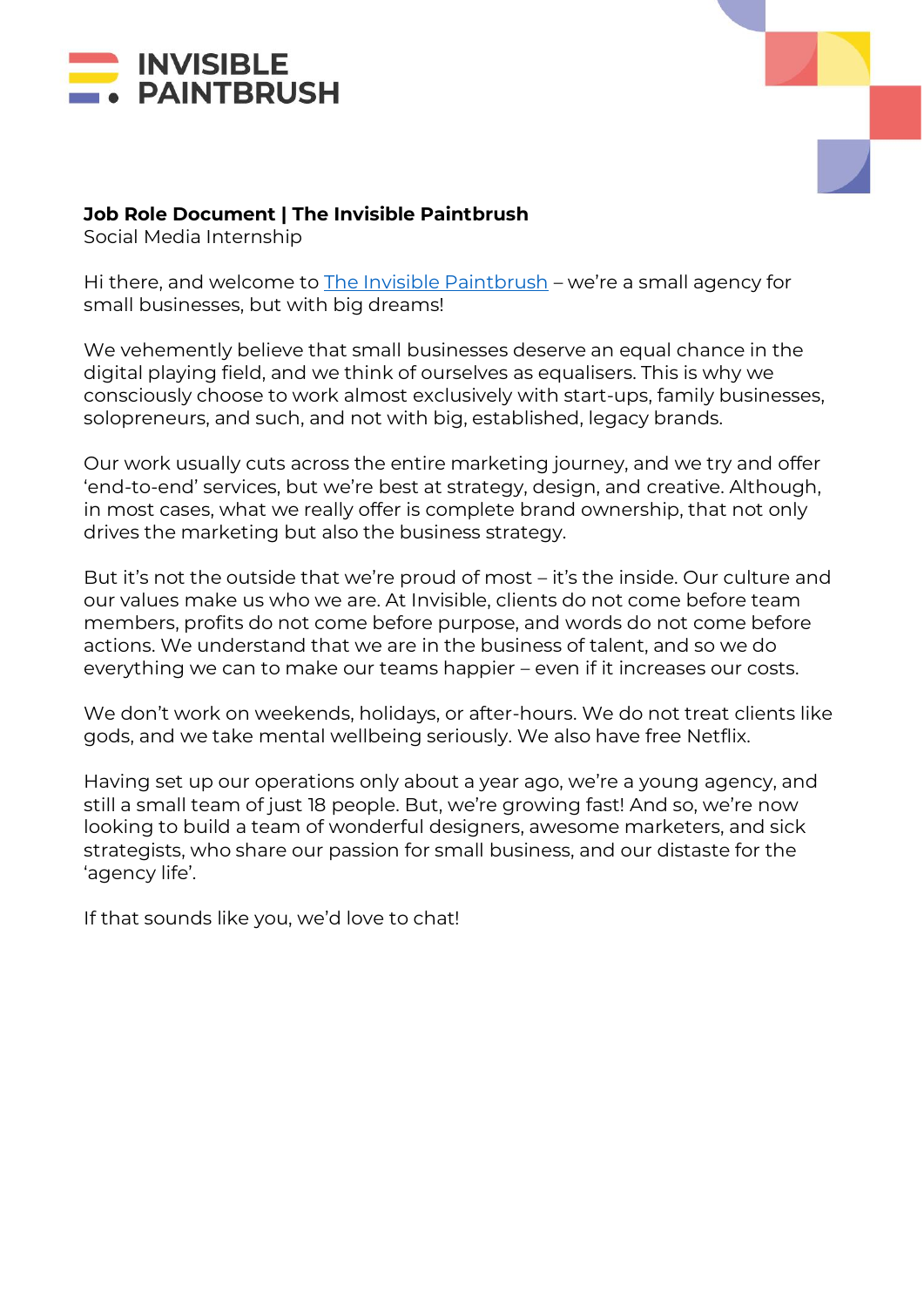**INVISIBLE PAINTBRUSH**

**Job Role Document | The Invisible Paintbrush**
Social Media Internship

Hi there, and welcome to The Invisible Paintbrush – we're a small agency for small businesses, but with big dreams!

We vehemently believe that small businesses deserve an equal chance in the digital playing field, and we think of ourselves as equalisers. This is why we consciously choose to work almost exclusively with start-ups, family businesses, solopreneurs, and such, and not with big, established, legacy brands.

Our work usually cuts across the entire marketing journey, and we try and offer 'end-to-end' services, but we're best at strategy, design, and creative. Although, in most cases, what we really offer is complete brand ownership, that not only drives the marketing but also the business strategy.

But it's not the outside that we're proud of most – it's the inside. Our culture and our values make us who we are. At Invisible, clients do not come before team members, profits do not come before purpose, and words do not come before actions. We understand that we are in the business of talent, and so we do everything we can to make our teams happier – even if it increases our costs.

We don't work on weekends, holidays, or after-hours. We do not treat clients like gods, and we take mental wellbeing seriously. We also have free Netflix.

Having set up our operations only about a year ago, we're a young agency, and still a small team of just 18 people. But, we're growing fast! And so, we're now looking to build a team of wonderful designers, awesome marketers, and sick strategists, who share our passion for small business, and our distaste for the 'agency life'.

If that sounds like you, we'd love to chat!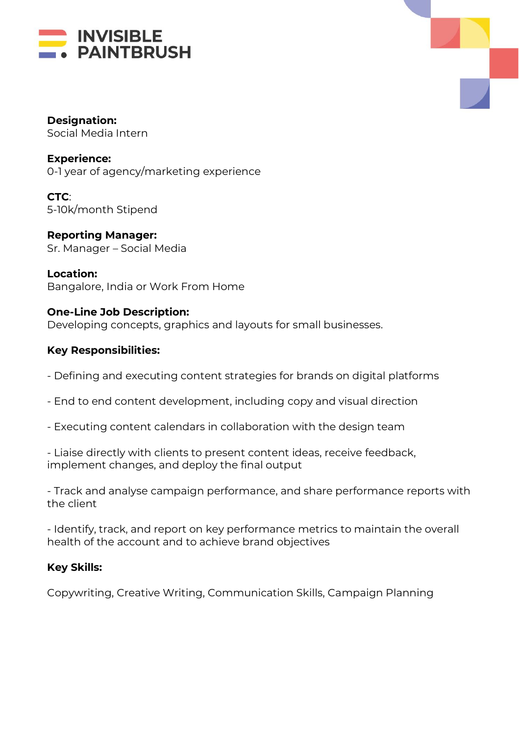INVISIBLE PAINTBRUSH

**Designation:**
Social Media Intern

**Experience:**
0-1 year of agency/marketing experience

**CTC**:
5-10k/month Stipend

**Reporting Manager:**
Sr. Manager – Social Media

**Location:**
Bangalore, India or Work From Home

**One-Line Job Description:**
Developing concepts, graphics and layouts for small businesses.

**Key Responsibilities:**

- Defining and executing content strategies for brands on digital platforms

- End to end content development, including copy and visual direction

- Executing content calendars in collaboration with the design team

- Liaise directly with clients to present content ideas, receive feedback, implement changes, and deploy the final output

- Track and analyse campaign performance, and share performance reports with the client

- Identify, track, and report on key performance metrics to maintain the overall health of the account and to achieve brand objectives

**Key Skills:**

Copywriting, Creative Writing, Communication Skills, Campaign Planning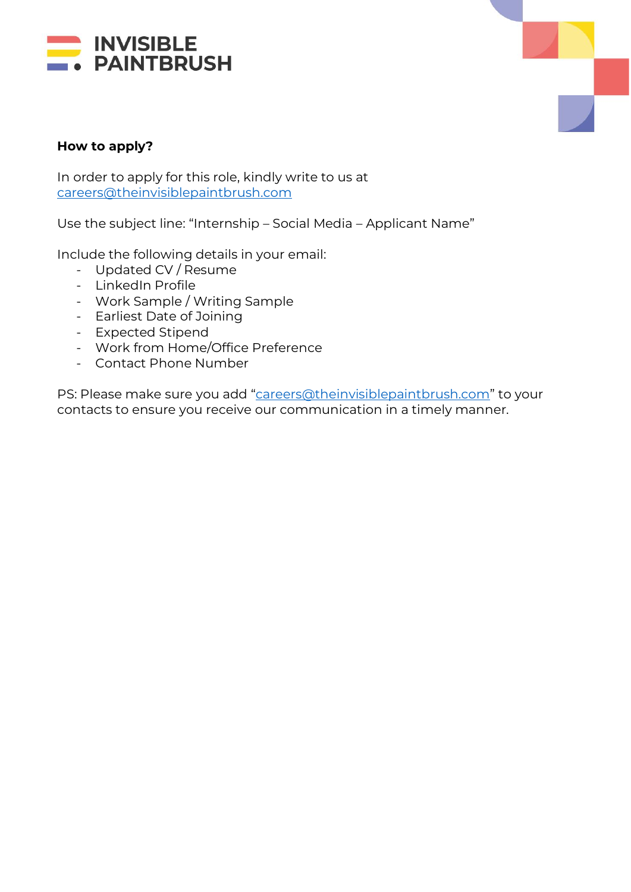**How to apply?**

In order to apply for this role, kindly write to us at
careers@theinvisiblepaintbrush.com

Use the subject line: "Internship – Social Media – Applicant Name"

Include the following details in your email:

- Updated CV / Resume
- LinkedIn Profile
- Work Sample / Writing Sample
- Earliest Date of Joining
- Expected Stipend
- Work from Home/Office Preference
- Contact Phone Number

PS: Please make sure you add "careers@theinvisiblepaintbrush.com" to your contacts to ensure you receive our communication in a timely manner.